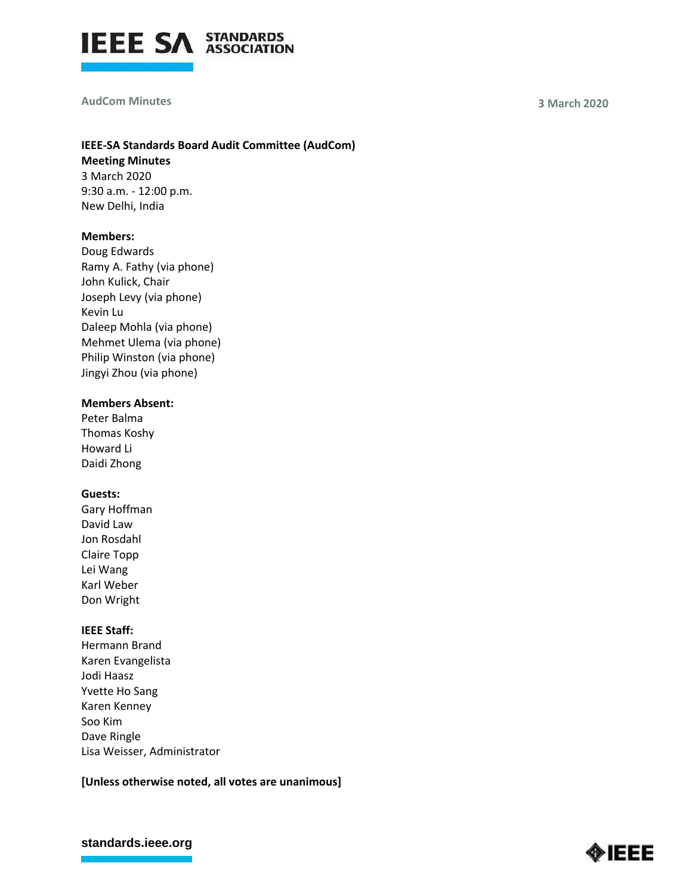AudCom Minutes 3 March 2020

**IEEE-SA Standards Board Audit Committee (AudCom)**
**Meeting Minutes**
3 March 2020
9:30 a.m. - 12:00 p.m.
New Delhi, India

**Members:**
Doug Edwards
Ramy A. Fathy (via phone)
John Kulick, Chair
Joseph Levy (via phone)
Kevin Lu
Daleep Mohla (via phone)
Mehmet Ulema (via phone)
Philip Winston (via phone)
Jingyi Zhou (via phone)

**Members Absent:**
Peter Balma
Thomas Koshy
Howard Li
Daidi Zhong

**Guests:**
Gary Hoffman
David Law
Jon Rosdahl
Claire Topp
Lei Wang
Karl Weber
Don Wright

**IEEE Staff:**
Hermann Brand
Karen Evangelista
Jodi Haasz
Yvette Ho Sang
Karen Kenney
Soo Kim
Dave Ringle
Lisa Weisser, Administrator

**[Unless otherwise noted, all votes are unanimous]**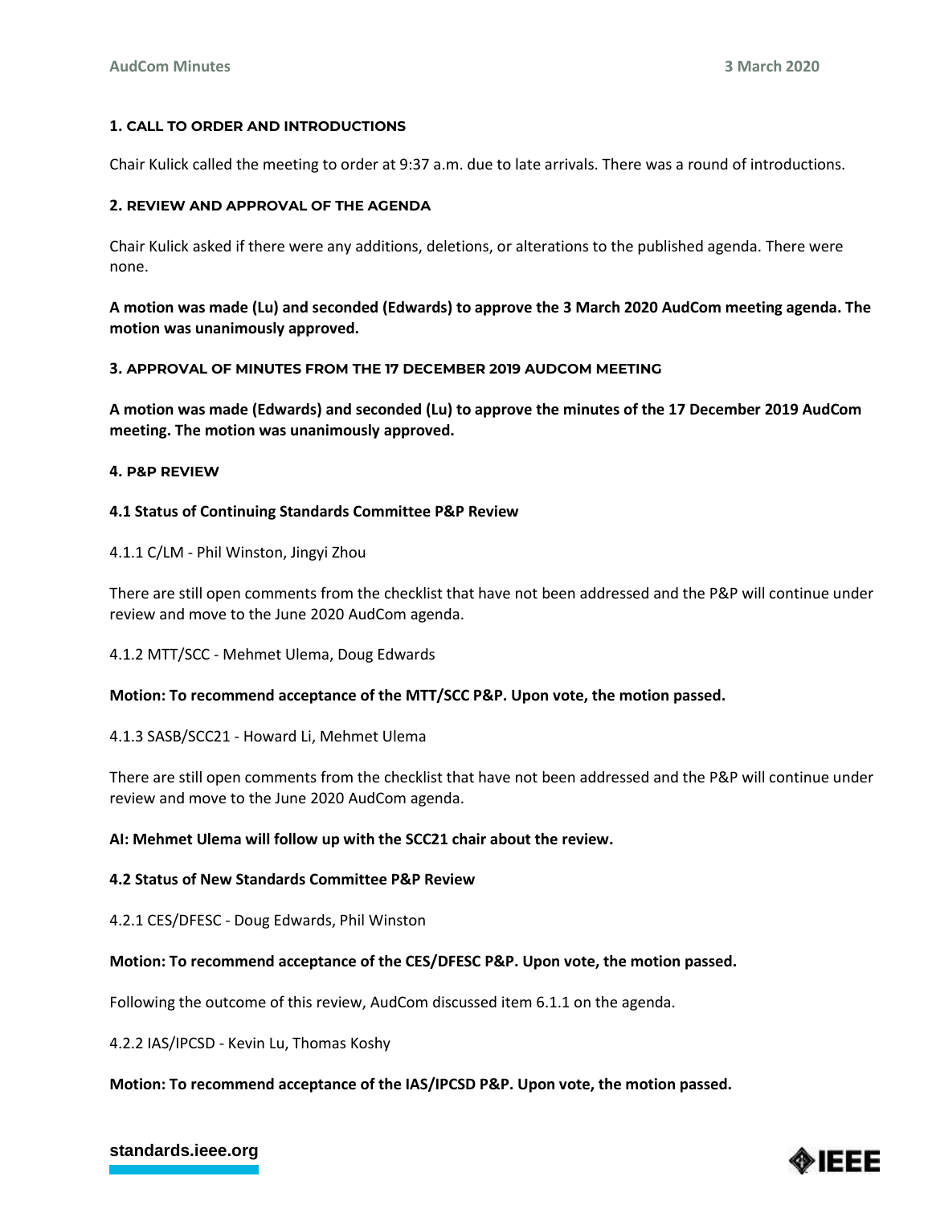## 1. CALL TO ORDER AND INTRODUCTIONS

Chair Kulick called the meeting to order at 9:37 a.m. due to late arrivals. There was a round of introductions.

## 2. REVIEW AND APPROVAL OF THE AGENDA

Chair Kulick asked if there were any additions, deletions, or alterations to the published agenda. There were none.

**A motion was made (Lu) and seconded (Edwards) to approve the 3 March 2020 AudCom meeting agenda. The motion was unanimously approved.**

## 3. APPROVAL OF MINUTES FROM THE 17 DECEMBER 2019 AUDCOM MEETING

**A motion was made (Edwards) and seconded (Lu) to approve the minutes of the 17 December 2019 AudCom meeting. The motion was unanimously approved.**

## 4. P&P REVIEW

### 4.1 Status of Continuing Standards Committee P&P Review

4.1.1 C/LM - Phil Winston, Jingyi Zhou

There are still open comments from the checklist that have not been addressed and the P&P will continue under review and move to the June 2020 AudCom agenda.

4.1.2 MTT/SCC - Mehmet Ulema, Doug Edwards

**Motion: To recommend acceptance of the MTT/SCC P&P. Upon vote, the motion passed.**

4.1.3 SASB/SCC21 - Howard Li, Mehmet Ulema

There are still open comments from the checklist that have not been addressed and the P&P will continue under review and move to the June 2020 AudCom agenda.

**AI: Mehmet Ulema will follow up with the SCC21 chair about the review.**

### 4.2 Status of New Standards Committee P&P Review

4.2.1 CES/DFESC - Doug Edwards, Phil Winston

**Motion: To recommend acceptance of the CES/DFESC P&P. Upon vote, the motion passed.**

Following the outcome of this review, AudCom discussed item 6.1.1 on the agenda.

4.2.2 IAS/IPCSD - Kevin Lu, Thomas Koshy

**Motion: To recommend acceptance of the IAS/IPCSD P&P. Upon vote, the motion passed.**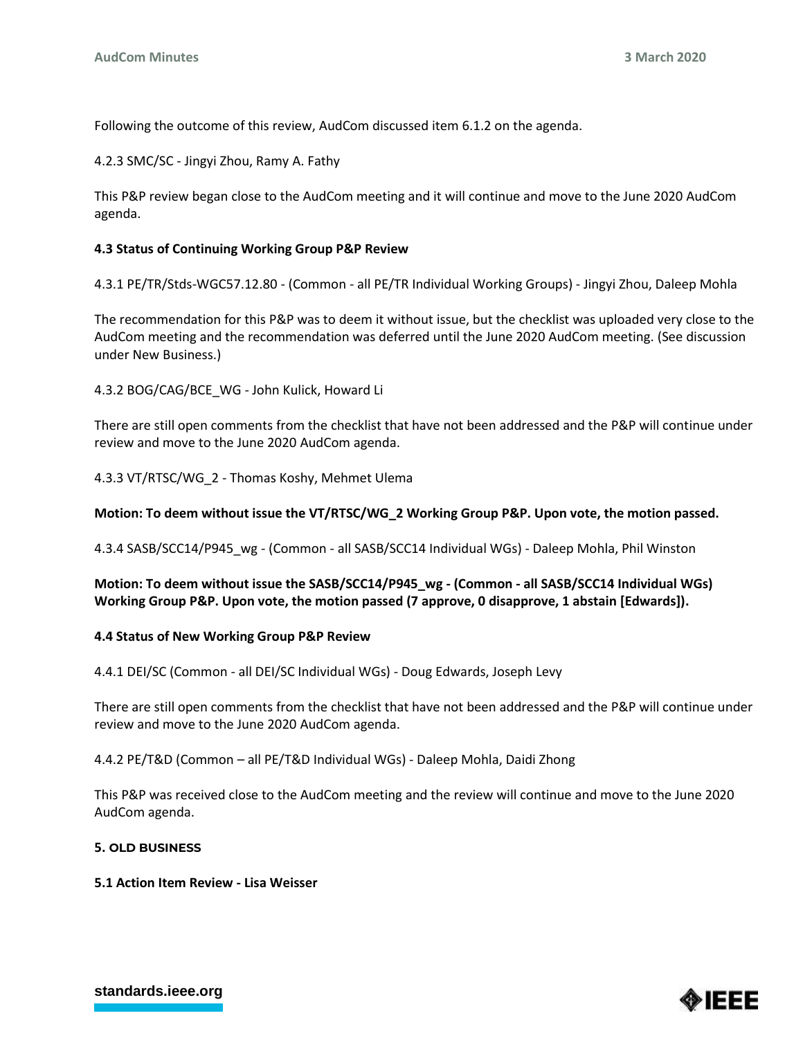Following the outcome of this review, AudCom discussed item 6.1.2 on the agenda.

4.2.3 SMC/SC - Jingyi Zhou, Ramy A. Fathy

This P&P review began close to the AudCom meeting and it will continue and move to the June 2020 AudCom agenda.

**4.3 Status of Continuing Working Group P&P Review**

4.3.1 PE/TR/Stds-WGC57.12.80 - (Common - all PE/TR Individual Working Groups) - Jingyi Zhou, Daleep Mohla

The recommendation for this P&P was to deem it without issue, but the checklist was uploaded very close to the AudCom meeting and the recommendation was deferred until the June 2020 AudCom meeting. (See discussion under New Business.)

4.3.2 BOG/CAG/BCE_WG - John Kulick, Howard Li

There are still open comments from the checklist that have not been addressed and the P&P will continue under review and move to the June 2020 AudCom agenda.

4.3.3 VT/RTSC/WG_2 - Thomas Koshy, Mehmet Ulema

**Motion: To deem without issue the VT/RTSC/WG_2 Working Group P&P. Upon vote, the motion passed.**

4.3.4 SASB/SCC14/P945_wg - (Common - all SASB/SCC14 Individual WGs) - Daleep Mohla, Phil Winston

**Motion: To deem without issue the SASB/SCC14/P945_wg - (Common - all SASB/SCC14 Individual WGs) Working Group P&P. Upon vote, the motion passed (7 approve, 0 disapprove, 1 abstain [Edwards]).**

**4.4 Status of New Working Group P&P Review**

4.4.1 DEI/SC (Common - all DEI/SC Individual WGs) - Doug Edwards, Joseph Levy

There are still open comments from the checklist that have not been addressed and the P&P will continue under review and move to the June 2020 AudCom agenda.

4.4.2 PE/T&D (Common – all PE/T&D Individual WGs) - Daleep Mohla, Daidi Zhong

This P&P was received close to the AudCom meeting and the review will continue and move to the June 2020 AudCom agenda.

## 5. OLD BUSINESS

**5.1 Action Item Review - Lisa Weisser**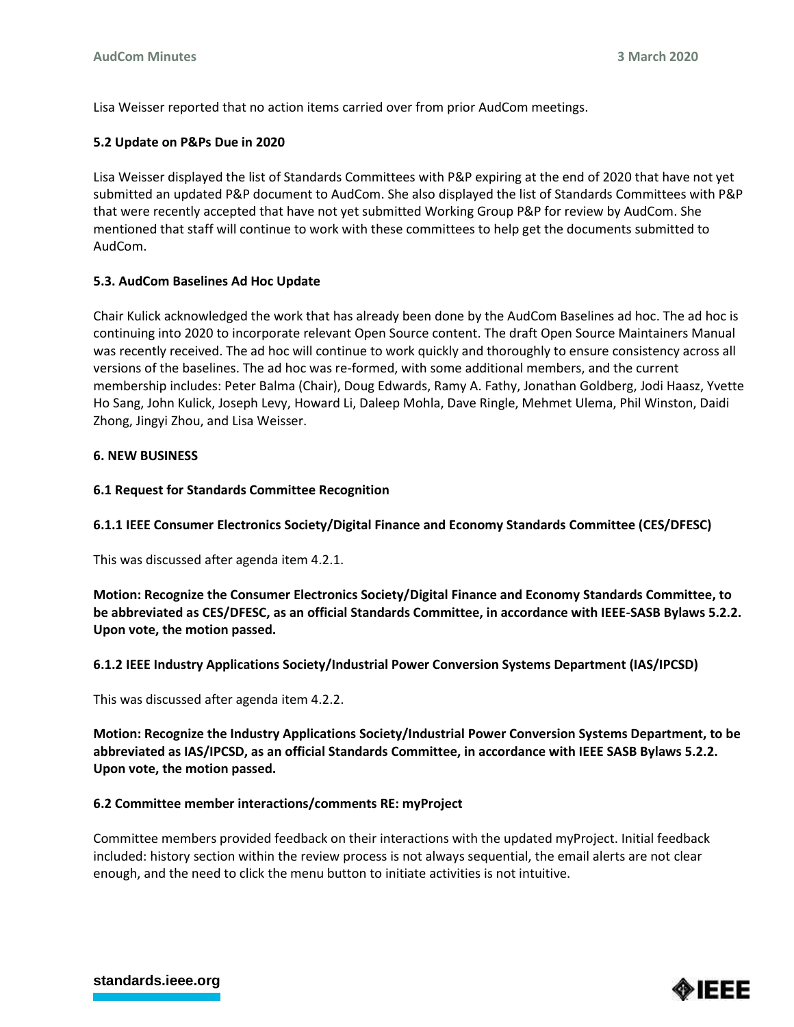Lisa Weisser reported that no action items carried over from prior AudCom meetings.

#### 5.2 Update on P&Ps Due in 2020

Lisa Weisser displayed the list of Standards Committees with P&P expiring at the end of 2020 that have not yet submitted an updated P&P document to AudCom. She also displayed the list of Standards Committees with P&P that were recently accepted that have not yet submitted Working Group P&P for review by AudCom. She mentioned that staff will continue to work with these committees to help get the documents submitted to AudCom.

#### 5.3. AudCom Baselines Ad Hoc Update

Chair Kulick acknowledged the work that has already been done by the AudCom Baselines ad hoc. The ad hoc is continuing into 2020 to incorporate relevant Open Source content. The draft Open Source Maintainers Manual was recently received. The ad hoc will continue to work quickly and thoroughly to ensure consistency across all versions of the baselines. The ad hoc was re-formed, with some additional members, and the current membership includes: Peter Balma (Chair), Doug Edwards, Ramy A. Fathy, Jonathan Goldberg, Jodi Haasz, Yvette Ho Sang, John Kulick, Joseph Levy, Howard Li, Daleep Mohla, Dave Ringle, Mehmet Ulema, Phil Winston, Daidi Zhong, Jingyi Zhou, and Lisa Weisser.

### 6. NEW BUSINESS

#### 6.1 Request for Standards Committee Recognition

#### 6.1.1 IEEE Consumer Electronics Society/Digital Finance and Economy Standards Committee (CES/DFESC)

This was discussed after agenda item 4.2.1.

**Motion: Recognize the Consumer Electronics Society/Digital Finance and Economy Standards Committee, to be abbreviated as CES/DFESC, as an official Standards Committee, in accordance with IEEE-SASB Bylaws 5.2.2. Upon vote, the motion passed.**

#### 6.1.2 IEEE Industry Applications Society/Industrial Power Conversion Systems Department (IAS/IPCSD)

This was discussed after agenda item 4.2.2.

**Motion: Recognize the Industry Applications Society/Industrial Power Conversion Systems Department, to be abbreviated as IAS/IPCSD, as an official Standards Committee, in accordance with IEEE SASB Bylaws 5.2.2. Upon vote, the motion passed.**

#### 6.2 Committee member interactions/comments RE: myProject

Committee members provided feedback on their interactions with the updated myProject. Initial feedback included: history section within the review process is not always sequential, the email alerts are not clear enough, and the need to click the menu button to initiate activities is not intuitive.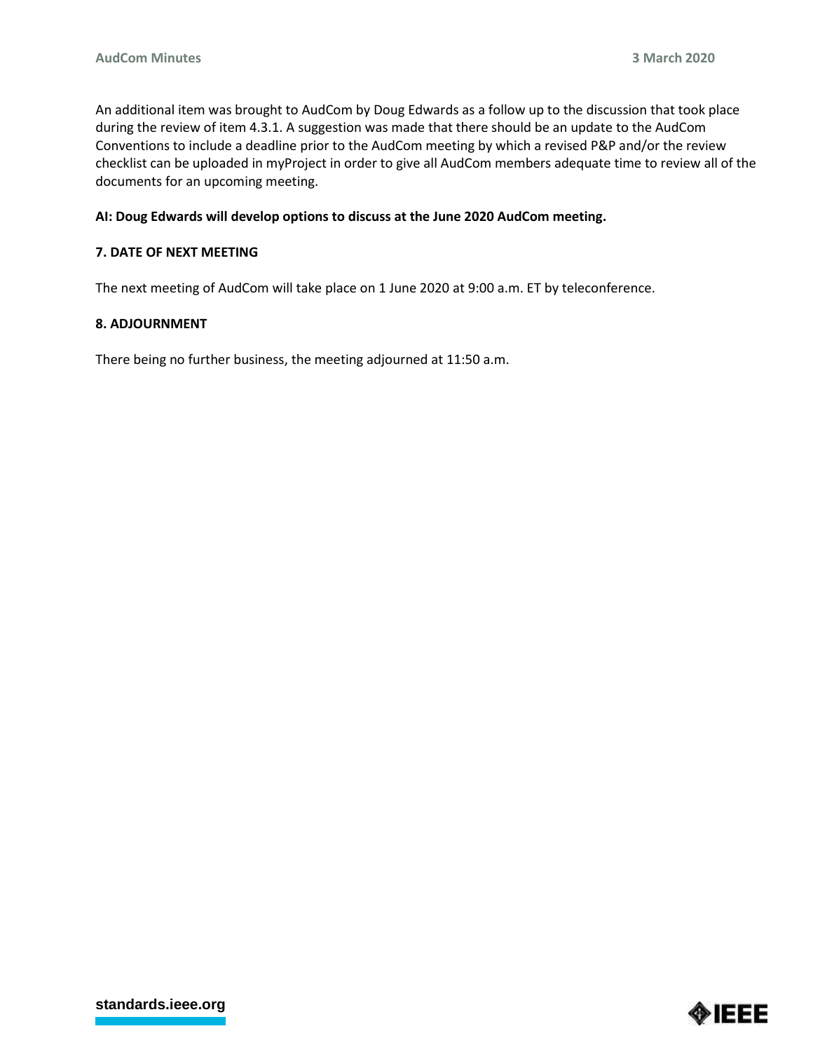An additional item was brought to AudCom by Doug Edwards as a follow up to the discussion that took place during the review of item 4.3.1. A suggestion was made that there should be an update to the AudCom Conventions to include a deadline prior to the AudCom meeting by which a revised P&P and/or the review checklist can be uploaded in myProject in order to give all AudCom members adequate time to review all of the documents for an upcoming meeting.

**AI: Doug Edwards will develop options to discuss at the June 2020 AudCom meeting.**

## 7. DATE OF NEXT MEETING

The next meeting of AudCom will take place on 1 June 2020 at 9:00 a.m. ET by teleconference.

## 8. ADJOURNMENT

There being no further business, the meeting adjourned at 11:50 a.m.